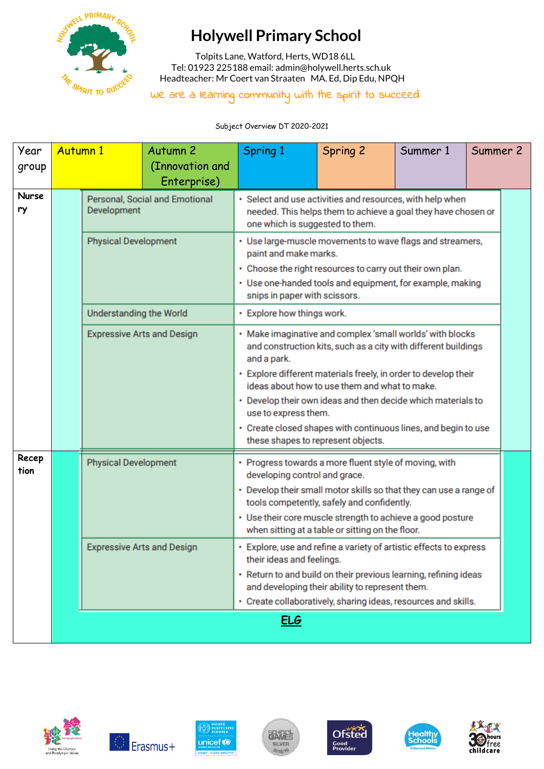# Holywell Primary School

Tolpits Lane, Watford, Herts, WD18 6LL
Tel: 01923 225188 email: admin@holywell.herts.sch.uk
Headteacher: Mr Coert van Straaten MA. Ed, Dip Edu, NPQH

we are a learning community with the spirit to succeed

Subject Overview DT 2020-2021

| Year group | Autumn 1 | Autumn 2 (Innovation and Enterprise) | Spring 1 | Spring 2 | Summer 1 | Summer 2 |
|---|---|---|---|---|---|---|
| Nursery | Personal, Social and Emotional Development | • Select and use activities and resources, with help when needed. This helps them to achieve a goal they have chosen or one which is suggested to them. | | | | |
| | Physical Development | • Use large-muscle movements to wave flags and streamers, paint and make marks.<br>• Choose the right resources to carry out their own plan.<br>• Use one-handed tools and equipment, for example, making snips in paper with scissors. | | | | |
| | Understanding the World | • Explore how things work. | | | | |
| | Expressive Arts and Design | • Make imaginative and complex 'small worlds' with blocks and construction kits, such as a city with different buildings and a park.<br>• Explore different materials freely, in order to develop their ideas about how to use them and what to make.<br>• Develop their own ideas and then decide which materials to use to express them.<br>• Create closed shapes with continuous lines, and begin to use these shapes to represent objects. | | | | |
| Reception | Physical Development | • Progress towards a more fluent style of moving, with developing control and grace.<br>• Develop their small motor skills so that they can use a range of tools competently, safely and confidently.<br>• Use their core muscle strength to achieve a good posture when sitting at a table or sitting on the floor. | | | | |
| | Expressive Arts and Design | • Explore, use and refine a variety of artistic effects to express their ideas and feelings.<br>• Return to and build on their previous learning, refining ideas and developing their ability to represent them.<br>• Create collaboratively, sharing ideas, resources and skills. | | | | |
| | **ELG** | | | | | |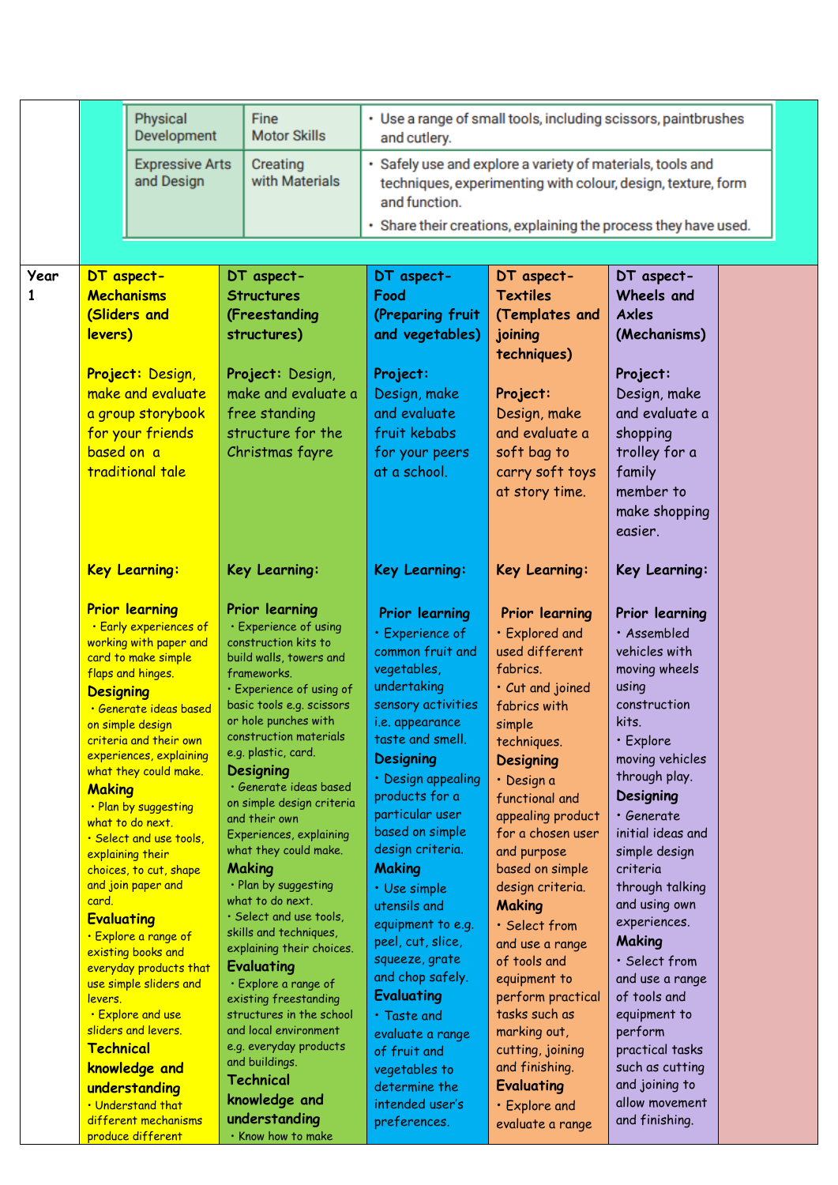| | Physical Development | Fine Motor Skills | • Use a range of small tools, including scissors, paintbrushes and cutlery. | | | |
|---|---|---|---|---|---|---|
| | Expressive Arts and Design | Creating with Materials | • Safely use and explore a variety of materials, tools and techniques, experimenting with colour, design, texture, form and function.<br>• Share their creations, explaining the process they have used. | | | |
| **Year 1** | **DT aspect- Mechanisms (Sliders and levers)**<br><br>**Project:** Design, make and evaluate a group storybook for your friends based on a traditional tale<br><br>**Key Learning:**<br><br>**Prior learning**<br>• Early experiences of working with paper and card to make simple flaps and hinges.<br>**Designing**<br>• Generate ideas based on simple design criteria and their own experiences, explaining what they could make.<br>**Making**<br>• Plan by suggesting what to do next.<br>• Select and use tools, explaining their choices, to cut, shape and join paper and card.<br>**Evaluating**<br>• Explore a range of existing books and everyday products that use simple sliders and levers.<br>• Explore and use sliders and levers.<br>**Technical knowledge and understanding**<br>• Understand that different mechanisms produce different | **DT aspect- Structures (Freestanding structures)**<br><br>**Project:** Design, make and evaluate a free standing structure for the Christmas fayre<br><br>**Key Learning:**<br><br>**Prior learning**<br>• Experience of using construction kits to build walls, towers and frameworks.<br>• Experience of using of basic tools e.g. scissors or hole punches with construction materials e.g. plastic, card.<br>**Designing**<br>• Generate ideas based on simple design criteria and their own Experiences, explaining what they could make.<br>**Making**<br>• Plan by suggesting what to do next.<br>• Select and use tools, skills and techniques, explaining their choices.<br>**Evaluating**<br>• Explore a range of existing freestanding structures in the school and local environment e.g. everyday products and buildings.<br>**Technical knowledge and understanding**<br>• Know how to make | **DT aspect- Food (Preparing fruit and vegetables)**<br><br>**Project:** Design, make and evaluate fruit kebabs for your peers at a school.<br><br>**Key Learning:**<br><br>**Prior learning**<br>• Experience of common fruit and vegetables, undertaking sensory activities i.e. appearance taste and smell.<br>**Designing**<br>• Design appealing products for a particular user based on simple design criteria.<br>**Making**<br>• Use simple utensils and equipment to e.g. peel, cut, slice, squeeze, grate and chop safely.<br>**Evaluating**<br>• Taste and evaluate a range of fruit and vegetables to determine the intended user's preferences. | **DT aspect- Textiles (Templates and joining techniques)**<br><br>**Project:** Design, make and evaluate a soft bag to carry soft toys at story time.<br><br>**Key Learning:**<br><br>**Prior learning**<br>• Explored and used different fabrics.<br>• Cut and joined fabrics with simple techniques.<br>**Designing**<br>• Design a functional and appealing product for a chosen user and purpose based on simple design criteria.<br>**Making**<br>• Select from and use a range of tools and equipment to perform practical tasks such as marking out, cutting, joining and finishing.<br>**Evaluating**<br>• Explore and evaluate a range | **DT aspect- Wheels and Axles (Mechanisms)**<br><br>**Project:** Design, make and evaluate a shopping trolley for a family member to make shopping easier.<br><br>**Key Learning:**<br><br>**Prior learning**<br>• Assembled vehicles with moving wheels using construction kits.<br>• Explore moving vehicles through play.<br>**Designing**<br>• Generate initial ideas and simple design criteria through talking and using own experiences.<br>**Making**<br>• Select from and use a range of tools and equipment to perform practical tasks such as cutting and joining to allow movement and finishing. | |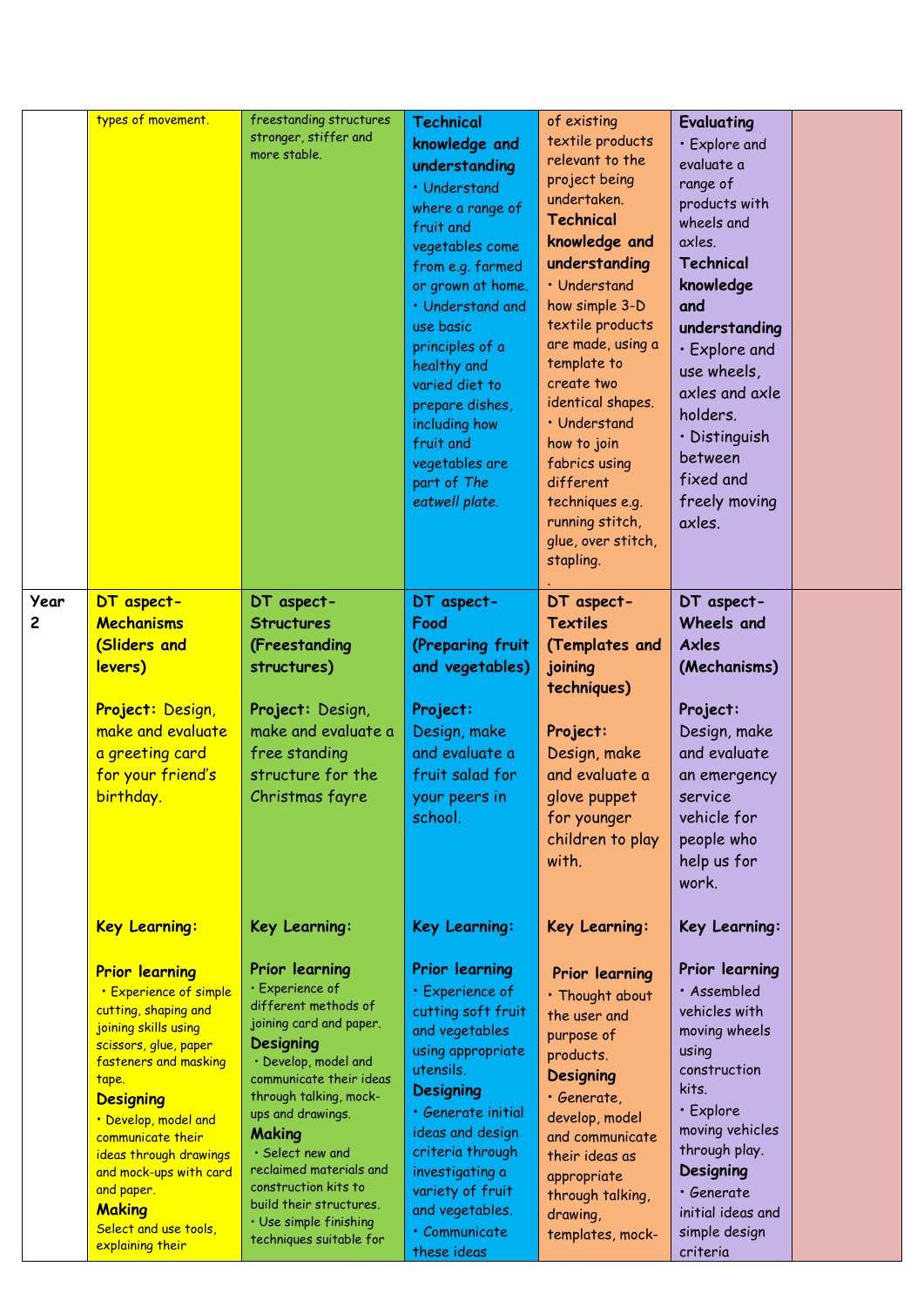| | | | | | | |
|---|---|---|---|---|---|---|
| | types of movement. | freestanding structures stronger, stiffer and more stable. | **Technical knowledge and understanding**<br>• Understand where a range of fruit and vegetables come from e.g. farmed or grown at home.<br>• Understand and use basic principles of a healthy and varied diet to prepare dishes, including how fruit and vegetables are part of *The eatwell plate*. | of existing textile products relevant to the project being undertaken.<br>**Technical knowledge and understanding**<br>• Understand how simple 3-D textile products are made, using a template to create two identical shapes.<br>• Understand how to join fabrics using different techniques e.g. running stitch, glue, over stitch, stapling.<br>. | **Evaluating**<br>• Explore and evaluate a range of products with wheels and axles.<br>**Technical knowledge and understanding**<br>• Explore and use wheels, axles and axle holders.<br>• Distinguish between fixed and freely moving axles. | |
| **Year 2** | **DT aspect- Mechanisms (Sliders and levers)**<br><br>**Project:** Design, make and evaluate a greeting card for your friend's birthday.<br><br>**Key Learning:**<br><br>**Prior learning**<br>• Experience of simple cutting, shaping and joining skills using scissors, glue, paper fasteners and masking tape.<br>**Designing**<br>• Develop, model and communicate their ideas through drawings and mock-ups with card and paper.<br>**Making**<br>Select and use tools, explaining their | **DT aspect- Structures (Freestanding structures)**<br><br>**Project:** Design, make and evaluate a free standing structure for the Christmas fayre<br><br>**Key Learning:**<br><br>**Prior learning**<br>• Experience of different methods of joining card and paper.<br>**Designing**<br>• Develop, model and communicate their ideas through talking, mock-ups and drawings.<br>**Making**<br>• Select new and reclaimed materials and construction kits to build their structures.<br>• Use simple finishing techniques suitable for | **DT aspect- Food (Preparing fruit and vegetables)**<br><br>**Project:** Design, make and evaluate a fruit salad for your peers in school.<br><br>**Key Learning:**<br><br>**Prior learning**<br>• Experience of cutting soft fruit and vegetables using appropriate utensils.<br>**Designing**<br>• Generate initial ideas and design criteria through investigating a variety of fruit and vegetables.<br>• Communicate these ideas | **DT aspect- Textiles (Templates and joining techniques)**<br><br>**Project:** Design, make and evaluate a glove puppet for younger children to play with.<br><br>**Key Learning:**<br><br>**Prior learning**<br>• Thought about the user and purpose of products.<br>**Designing**<br>• Generate, develop, model and communicate their ideas as appropriate through talking, drawing, templates, mock- | **DT aspect- Wheels and Axles (Mechanisms)**<br><br>**Project:** Design, make and evaluate an emergency service vehicle for people who help us for work.<br><br>**Key Learning:**<br><br>**Prior learning**<br>• Assembled vehicles with moving wheels using construction kits.<br>• Explore moving vehicles through play.<br>**Designing**<br>• Generate initial ideas and simple design criteria | |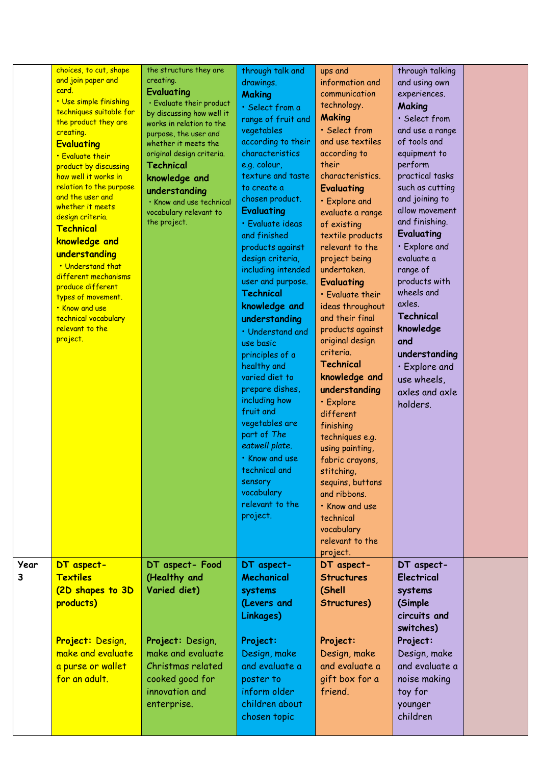| | | | | | | |
|---|---|---|---|---|---|---|
| | choices, to cut, shape and join paper and card.<br>• Use simple finishing techniques suitable for the product they are creating.<br>**Evaluating**<br>• Evaluate their product by discussing how well it works in relation to the purpose and the user and whether it meets design criteria.<br>**Technical knowledge and understanding**<br>• Understand that different mechanisms produce different types of movement.<br>• Know and use technical vocabulary relevant to the project. | the structure they are creating.<br>**Evaluating**<br>• Evaluate their product by discussing how well it works in relation to the purpose, the user and whether it meets the original design criteria.<br>**Technical knowledge and understanding**<br>• Know and use technical vocabulary relevant to the project. | through talk and drawings.<br>**Making**<br>• Select from a range of fruit and vegetables according to their characteristics e.g. colour, texture and taste to create a chosen product.<br>**Evaluating**<br>• Evaluate ideas and finished products against design criteria, including intended user and purpose.<br>**Technical knowledge and understanding**<br>• Understand and use basic principles of a healthy and varied diet to prepare dishes, including how fruit and vegetables are part of *The eatwell plate*.<br>• Know and use technical and sensory vocabulary relevant to the project. | ups and information and communication technology.<br>**Making**<br>• Select from and use textiles according to their characteristics.<br>**Evaluating**<br>• Explore and evaluate a range of existing textile products relevant to the project being undertaken.<br>**Evaluating**<br>• Evaluate their ideas throughout and their final products against original design criteria.<br>**Technical knowledge and understanding**<br>• Explore different finishing techniques e.g. using painting, fabric crayons, stitching, sequins, buttons and ribbons.<br>• Know and use technical vocabulary relevant to the project. | through talking and using own experiences.<br>**Making**<br>• Select from and use a range of tools and equipment to perform practical tasks such as cutting and joining to allow movement and finishing.<br>**Evaluating**<br>• Explore and evaluate a range of products with wheels and axles.<br>**Technical knowledge and understanding**<br>• Explore and use wheels, axles and axle holders. | |
| **Year 3** | **DT aspect- Textiles (2D shapes to 3D products)**<br><br>**Project:** Design, make and evaluate a purse or wallet for an adult. | **DT aspect- Food (Healthy and Varied diet)**<br><br>**Project:** Design, make and evaluate Christmas related cooked good for innovation and enterprise. | **DT aspect- Mechanical systems (Levers and Linkages)**<br><br>**Project:** Design, make and evaluate a poster to inform older children about chosen topic | **DT aspect- Structures (Shell Structures)**<br><br>**Project:** Design, make and evaluate a gift box for a friend. | **DT aspect- Electrical systems (Simple circuits and switches)**<br>**Project:** Design, make and evaluate a noise making toy for younger children | |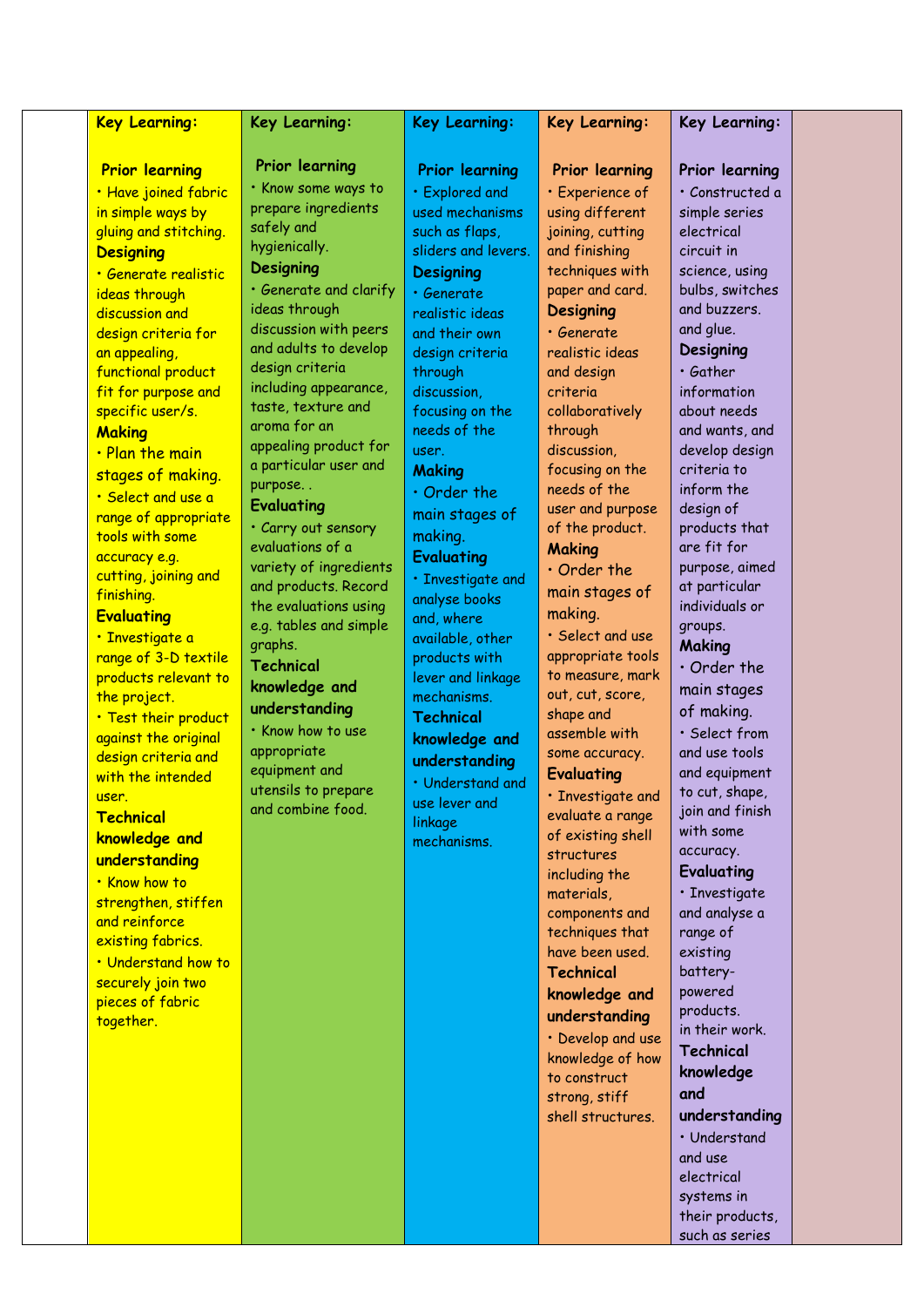| | Key Learning: | Key Learning: | Key Learning: | Key Learning: | Key Learning: | |
|---|---|---|---|---|---|---|
| | **Prior learning**<br>• Have joined fabric in simple ways by gluing and stitching.<br>**Designing**<br>• Generate realistic ideas through discussion and design criteria for an appealing, functional product fit for purpose and specific user/s.<br>**Making**<br>• Plan the main stages of making.<br>• Select and use a range of appropriate tools with some accuracy e.g. cutting, joining and finishing.<br>**Evaluating**<br>• Investigate a range of 3-D textile products relevant to the project.<br>• Test their product against the original design criteria and with the intended user.<br>**Technical knowledge and understanding**<br>• Know how to strengthen, stiffen and reinforce existing fabrics.<br>• Understand how to securely join two pieces of fabric together. | **Prior learning**<br>• Know some ways to prepare ingredients safely and hygienically.<br>**Designing**<br>• Generate and clarify ideas through discussion with peers and adults to develop design criteria including appearance, taste, texture and aroma for an appealing product for a particular user and purpose. .<br>**Evaluating**<br>• Carry out sensory evaluations of a variety of ingredients and products. Record the evaluations using e.g. tables and simple graphs.<br>**Technical knowledge and understanding**<br>• Know how to use appropriate equipment and utensils to prepare and combine food. | **Prior learning**<br>• Explored and used mechanisms such as flaps, sliders and levers.<br>**Designing**<br>• Generate realistic ideas and their own design criteria through discussion, focusing on the needs of the user.<br>**Making**<br>• Order the main stages of making.<br>**Evaluating**<br>• Investigate and analyse books and, where available, other products with lever and linkage mechanisms.<br>**Technical knowledge and understanding**<br>• Understand and use lever and linkage mechanisms. | **Prior learning**<br>• Experience of using different joining, cutting and finishing techniques with paper and card.<br>**Designing**<br>• Generate realistic ideas and design criteria collaboratively through discussion, focusing on the needs of the user and purpose of the product.<br>**Making**<br>• Order the main stages of making.<br>• Select and use appropriate tools to measure, mark out, cut, score, shape and assemble with some accuracy.<br>**Evaluating**<br>• Investigate and evaluate a range of existing shell structures including the materials, components and techniques that have been used.<br>**Technical knowledge and understanding**<br>• Develop and use knowledge of how to construct strong, stiff shell structures. | **Prior learning**<br>• Constructed a simple series electrical circuit in science, using bulbs, switches and buzzers. and glue.<br>**Designing**<br>• Gather information about needs and wants, and develop design criteria to inform the design of products that are fit for purpose, aimed at particular individuals or groups.<br>**Making**<br>• Order the main stages of making.<br>• Select from and use tools and equipment to cut, shape, join and finish with some accuracy.<br>**Evaluating**<br>• Investigate and analyse a range of existing battery-powered products. in their work.<br>**Technical knowledge and understanding**<br>• Understand and use electrical systems in their products, such as series | |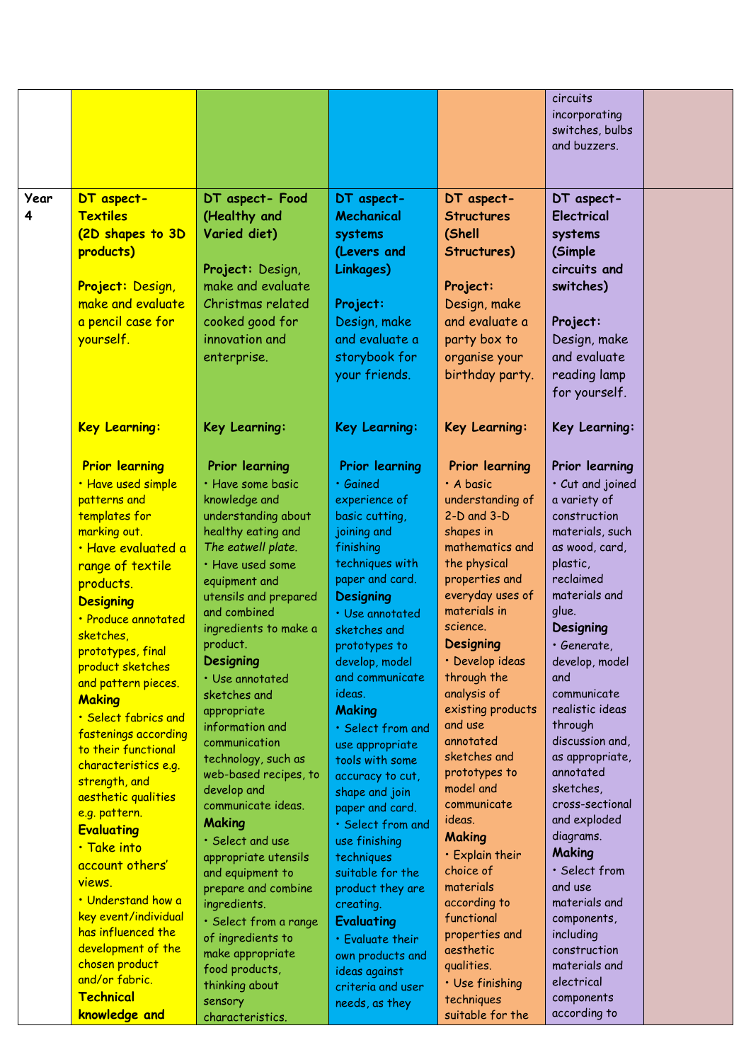| | | | | | | |
|---|---|---|---|---|---|---|
| | | | | | circuits incorporating switches, bulbs and buzzers. | |
| **Year 4** | **DT aspect- Textiles (2D shapes to 3D products)**<br><br>**Project:** Design, make and evaluate a pencil case for yourself.<br><br>**Key Learning:**<br><br>**Prior learning**<br>• Have used simple patterns and templates for marking out.<br>• Have evaluated a range of textile products.<br>**Designing**<br>• Produce annotated sketches, prototypes, final product sketches and pattern pieces.<br>**Making**<br>• Select fabrics and fastenings according to their functional characteristics e.g. strength, and aesthetic qualities e.g. pattern.<br>**Evaluating**<br>• Take into account others' views.<br>• Understand how a key event/individual has influenced the development of the chosen product and/or fabric.<br>**Technical knowledge and** | **DT aspect- Food (Healthy and Varied diet)**<br><br>**Project:** Design, make and evaluate Christmas related cooked good for innovation and enterprise.<br><br>**Key Learning:**<br><br>**Prior learning**<br>• Have some basic knowledge and understanding about healthy eating and *The eatwell plate.*<br>• Have used some equipment and utensils and prepared and combined ingredients to make a product.<br>**Designing**<br>• Use annotated sketches and appropriate information and communication technology, such as web-based recipes, to develop and communicate ideas.<br>**Making**<br>• Select and use appropriate utensils and equipment to prepare and combine ingredients.<br>• Select from a range of ingredients to make appropriate food products, thinking about sensory characteristics. | **DT aspect- Mechanical systems (Levers and Linkages)**<br><br>**Project:** Design, make and evaluate a storybook for your friends.<br><br>**Key Learning:**<br><br>**Prior learning**<br>• Gained experience of basic cutting, joining and finishing techniques with paper and card.<br>**Designing**<br>• Use annotated sketches and prototypes to develop, model and communicate ideas.<br>**Making**<br>• Select from and use appropriate tools with some accuracy to cut, shape and join paper and card.<br>• Select from and use finishing techniques suitable for the product they are creating.<br>**Evaluating**<br>• Evaluate their own products and ideas against criteria and user needs, as they | **DT aspect- Structures (Shell Structures)**<br><br>**Project:** Design, make and evaluate a party box to organise your birthday party.<br><br>**Key Learning:**<br><br>**Prior learning**<br>• A basic understanding of 2-D and 3-D shapes in mathematics and the physical properties and everyday uses of materials in science.<br>**Designing**<br>• Develop ideas through the analysis of existing products and use annotated sketches and prototypes to model and communicate ideas.<br>**Making**<br>• Explain their choice of materials according to functional properties and aesthetic qualities.<br>• Use finishing techniques suitable for the | **DT aspect- Electrical systems (Simple circuits and switches)**<br><br>**Project:** Design, make and evaluate reading lamp for yourself.<br><br>**Key Learning:**<br><br>**Prior learning**<br>• Cut and joined a variety of construction materials, such as wood, card, plastic, reclaimed materials and glue.<br>**Designing**<br>• Generate, develop, model and communicate realistic ideas through discussion and, as appropriate, annotated sketches, cross-sectional and exploded diagrams.<br>**Making**<br>• Select from and use materials and components, including construction materials and electrical components according to | |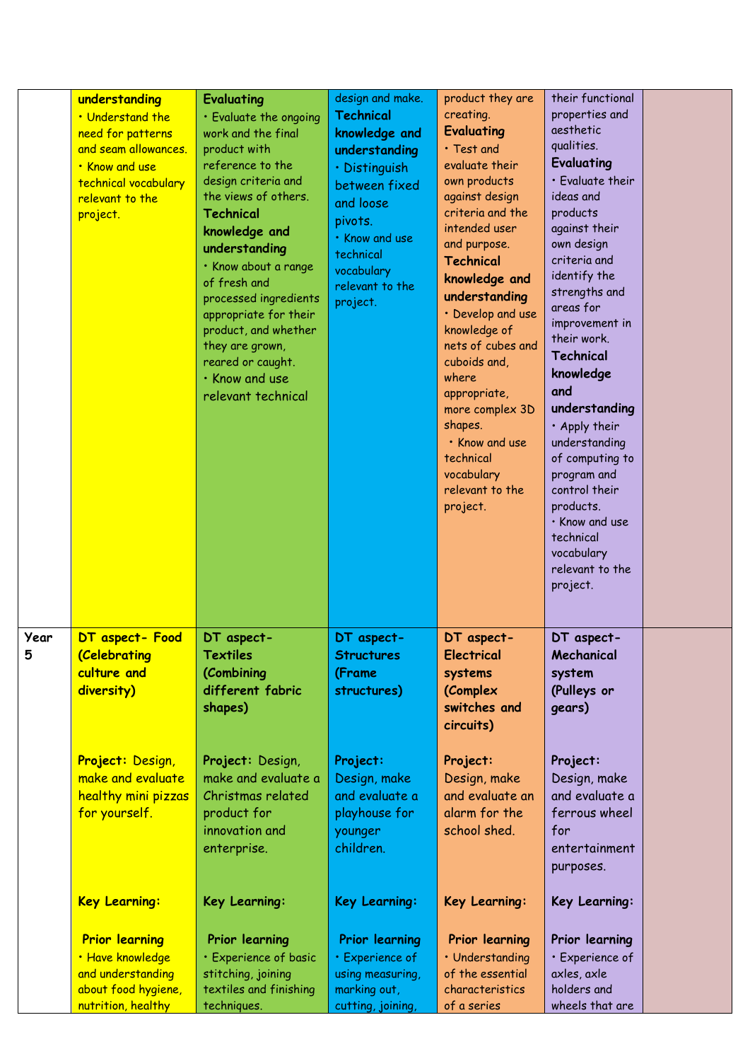| | | | | | | |
|---|---|---|---|---|---|---|
| | **understanding**<br>• Understand the need for patterns and seam allowances.<br>• Know and use technical vocabulary relevant to the project. | **Evaluating**<br>• Evaluate the ongoing work and the final product with reference to the design criteria and the views of others.<br>**Technical knowledge and understanding**<br>• Know about a range of fresh and processed ingredients appropriate for their product, and whether they are grown, reared or caught.<br>• Know and use relevant technical | design and make.<br>**Technical knowledge and understanding**<br>• Distinguish between fixed and loose pivots.<br>• Know and use technical vocabulary relevant to the project. | product they are creating.<br>**Evaluating**<br>• Test and evaluate their own products against design criteria and the intended user and purpose.<br>**Technical knowledge and understanding**<br>• Develop and use knowledge of nets of cubes and cuboids and, where appropriate, more complex 3D shapes.<br>• Know and use technical vocabulary relevant to the project. | their functional properties and aesthetic qualities.<br>**Evaluating**<br>• Evaluate their ideas and products against their own design criteria and identify the strengths and areas for improvement in their work.<br>**Technical knowledge and understanding**<br>• Apply their understanding of computing to program and control their products.<br>• Know and use technical vocabulary relevant to the project. | |
| **Year 5** | **DT aspect- Food (Celebrating culture and diversity)**<br><br>**Project:** Design, make and evaluate healthy mini pizzas for yourself.<br><br>**Key Learning:**<br><br>**Prior learning**<br>• Have knowledge and understanding about food hygiene, nutrition, healthy | **DT aspect- Textiles (Combining different fabric shapes)**<br><br>**Project:** Design, make and evaluate a Christmas related product for innovation and enterprise.<br><br>**Key Learning:**<br><br>**Prior learning**<br>• Experience of basic stitching, joining textiles and finishing techniques. | **DT aspect- Structures (Frame structures)**<br><br>**Project:** Design, make and evaluate a playhouse for younger children.<br><br>**Key Learning:**<br><br>**Prior learning**<br>• Experience of using measuring, marking out, cutting, joining, | **DT aspect- Electrical systems (Complex switches and circuits)**<br><br>**Project:** Design, make and evaluate an alarm for the school shed.<br><br>**Key Learning:**<br><br>**Prior learning**<br>• Understanding of the essential characteristics of a series | **DT aspect- Mechanical system (Pulleys or gears)**<br><br>**Project:** Design, make and evaluate a ferrous wheel for entertainment purposes.<br><br>**Key Learning:**<br><br>**Prior learning**<br>• Experience of axles, axle holders and wheels that are | |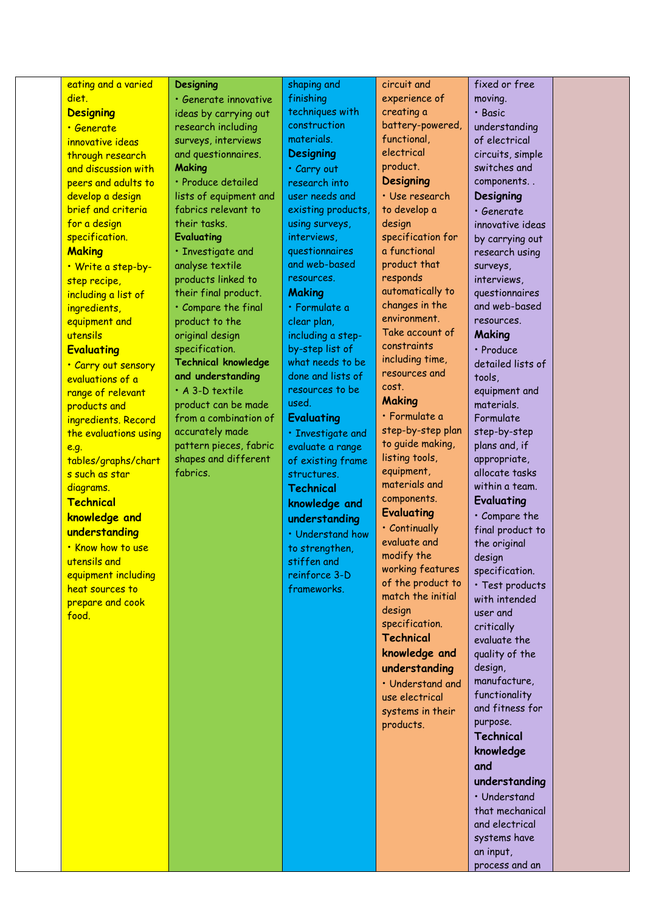| | | | | | | |
|---|---|---|---|---|---|---|
| | eating and a varied diet. **Designing** • Generate innovative ideas through research and discussion with peers and adults to develop a design brief and criteria for a design specification. **Making** • Write a step-by-step recipe, including a list of ingredients, equipment and utensils **Evaluating** • Carry out sensory evaluations of a range of relevant products and ingredients. Record the evaluations using e.g. tables/graphs/charts such as star diagrams. **Technical knowledge and understanding** • Know how to use utensils and equipment including heat sources to prepare and cook food. | **Designing** • Generate innovative ideas by carrying out research including surveys, interviews and questionnaires. **Making** • Produce detailed lists of equipment and fabrics relevant to their tasks. **Evaluating** • Investigate and analyse textile products linked to their final product. • Compare the final product to the original design specification. **Technical knowledge and understanding** • A 3-D textile product can be made from a combination of accurately made pattern pieces, fabric shapes and different fabrics. | shaping and finishing techniques with construction materials. **Designing** • Carry out research into user needs and existing products, using surveys, interviews, questionnaires and web-based resources. **Making** • Formulate a clear plan, including a step-by-step list of what needs to be done and lists of resources to be used. **Evaluating** • Investigate and evaluate a range of existing frame structures. **Technical knowledge and understanding** • Understand how to strengthen, stiffen and reinforce 3-D frameworks. | circuit and experience of creating a battery-powered, functional, electrical product. **Designing** • Use research to develop a design specification for a functional product that responds automatically to changes in the environment. Take account of constraints including time, resources and cost. **Making** • Formulate a step-by-step plan to guide making, listing tools, equipment, materials and components. **Evaluating** • Continually evaluate and modify the working features of the product to match the initial design specification. **Technical knowledge and understanding** • Understand and use electrical systems in their products. | fixed or free moving. • Basic understanding of electrical circuits, simple switches and components. . **Designing** • Generate innovative ideas by carrying out research using surveys, interviews, questionnaires and web-based resources. **Making** • Produce detailed lists of tools, equipment and materials. Formulate step-by-step plans and, if appropriate, allocate tasks within a team. **Evaluating** • Compare the final product to the original design specification. • Test products with intended user and critically evaluate the quality of the design, manufacture, functionality and fitness for purpose. **Technical knowledge and understanding** • Understand that mechanical and electrical systems have an input, process and an | |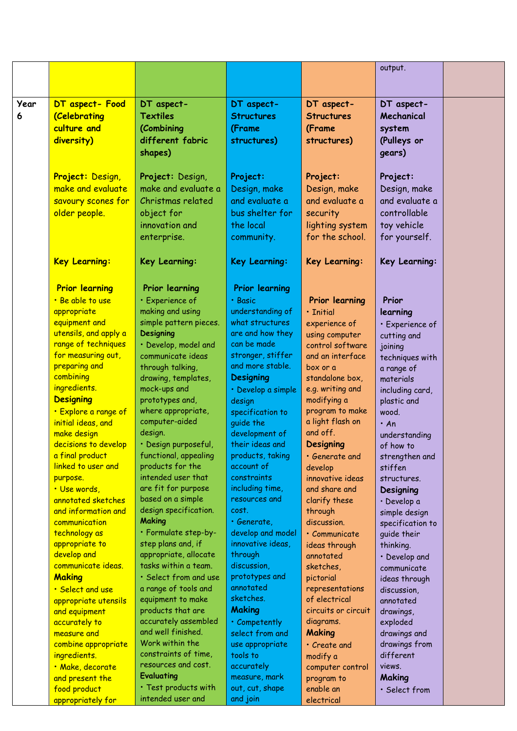| | | | | | | |
|---|---|---|---|---|---|---|
| | | | | | output. | |
| Year 6 | **DT aspect- Food (Celebrating culture and diversity)**<br><br>**Project:** Design, make and evaluate savoury scones for older people.<br><br>**Key Learning:**<br><br>**Prior learning**<br>• Be able to use appropriate equipment and utensils, and apply a range of techniques for measuring out, preparing and combining ingredients.<br>**Designing**<br>• Explore a range of initial ideas, and make design decisions to develop a final product linked to user and purpose.<br>• Use words, annotated sketches and information and communication technology as appropriate to develop and communicate ideas.<br>**Making**<br>• Select and use appropriate utensils and equipment accurately to measure and combine appropriate ingredients.<br>• Make, decorate and present the food product appropriately for | **DT aspect- Textiles (Combining different fabric shapes)**<br><br>**Project:** Design, make and evaluate a Christmas related object for innovation and enterprise.<br><br>**Key Learning:**<br><br>**Prior learning**<br>• Experience of making and using simple pattern pieces.<br>**Designing**<br>• Develop, model and communicate ideas through talking, drawing, templates, mock-ups and prototypes and, where appropriate, computer-aided design.<br>• Design purposeful, functional, appealing products for the intended user that are fit for purpose based on a simple design specification.<br>**Making**<br>• Formulate step-by-step plans and, if appropriate, allocate tasks within a team.<br>• Select from and use a range of tools and equipment to make products that are accurately assembled and well finished. Work within the constraints of time, resources and cost.<br>**Evaluating**<br>• Test products with intended user and | **DT aspect- Structures (Frame structures)**<br><br>**Project:** Design, make and evaluate a bus shelter for the local community.<br><br>**Key Learning:**<br><br>**Prior learning**<br>• Basic understanding of what structures are and how they can be made stronger, stiffer and more stable.<br>**Designing**<br>• Develop a simple design specification to guide the development of their ideas and products, taking account of constraints including time, resources and cost.<br>• Generate, develop and model innovative ideas, through discussion, prototypes and annotated sketches.<br>**Making**<br>• Competently select from and use appropriate tools to accurately measure, mark out, cut, shape and join | **DT aspect- Structures (Frame structures)**<br><br>**Project:** Design, make and evaluate a security lighting system for the school.<br><br>**Key Learning:**<br><br>**Prior learning**<br>• Initial experience of using computer control software and an interface box or a standalone box, e.g. writing and modifying a program to make a light flash on and off.<br>**Designing**<br>• Generate and develop innovative ideas and share and clarify these through discussion.<br>• Communicate ideas through annotated sketches, pictorial representations of electrical circuits or circuit diagrams.<br>**Making**<br>• Create and modify a computer control program to enable an electrical | **DT aspect- Mechanical system (Pulleys or gears)**<br><br>**Project:** Design, make and evaluate a controllable toy vehicle for yourself.<br><br>**Key Learning:**<br><br>**Prior learning**<br>• Experience of cutting and joining techniques with a range of materials including card, plastic and wood.<br>• An understanding of how to strengthen and stiffen structures.<br>**Designing**<br>• Develop a simple design specification to guide their thinking.<br>• Develop and communicate ideas through discussion, annotated drawings, exploded drawings and drawings from different views.<br>**Making**<br>• Select from | |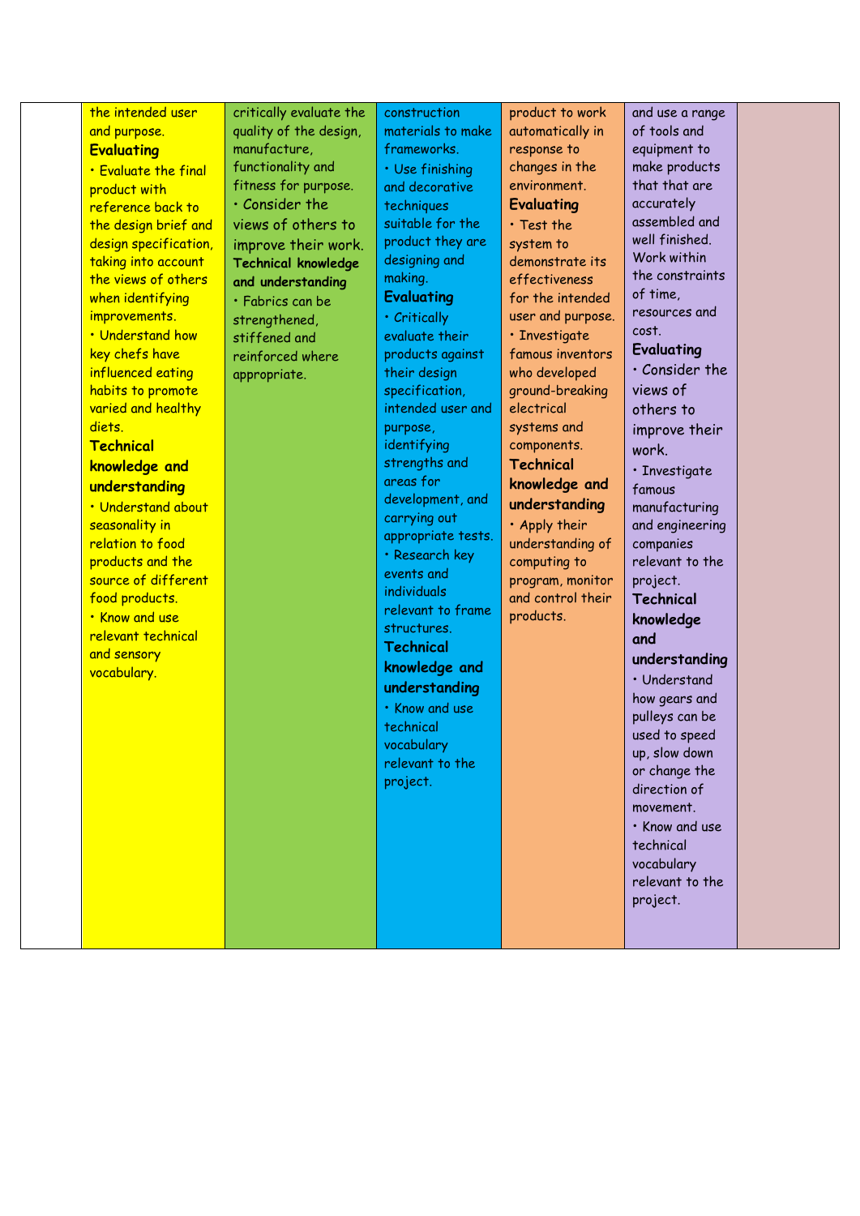| | | | | | | |
|---|---|---|---|---|---|---|
| | the intended user and purpose.<br>**Evaluating**<br>• Evaluate the final product with reference back to the design brief and design specification, taking into account the views of others when identifying improvements.<br>• Understand how key chefs have influenced eating habits to promote varied and healthy diets.<br>**Technical knowledge and understanding**<br>• Understand about seasonality in relation to food products and the source of different food products.<br>• Know and use relevant technical and sensory vocabulary. | critically evaluate the quality of the design, manufacture, functionality and fitness for purpose.<br>• Consider the views of others to improve their work.<br>**Technical knowledge and understanding**<br>• Fabrics can be strengthened, stiffened and reinforced where appropriate. | construction materials to make frameworks.<br>• Use finishing and decorative techniques suitable for the product they are designing and making.<br>**Evaluating**<br>• Critically evaluate their products against their design specification, intended user and purpose, identifying strengths and areas for development, and carrying out appropriate tests.<br>• Research key events and individuals relevant to frame structures.<br>**Technical knowledge and understanding**<br>• Know and use technical vocabulary relevant to the project. | product to work automatically in response to changes in the environment.<br>**Evaluating**<br>• Test the system to demonstrate its effectiveness for the intended user and purpose.<br>• Investigate famous inventors who developed ground-breaking electrical systems and components.<br>**Technical knowledge and understanding**<br>• Apply their understanding of computing to program, monitor and control their products. | and use a range of tools and equipment to make products that that are accurately assembled and well finished. Work within the constraints of time, resources and cost.<br>**Evaluating**<br>• Consider the views of others to improve their work.<br>• Investigate famous manufacturing and engineering companies relevant to the project.<br>**Technical knowledge and understanding**<br>• Understand how gears and pulleys can be used to speed up, slow down or change the direction of movement.<br>• Know and use technical vocabulary relevant to the project. | |